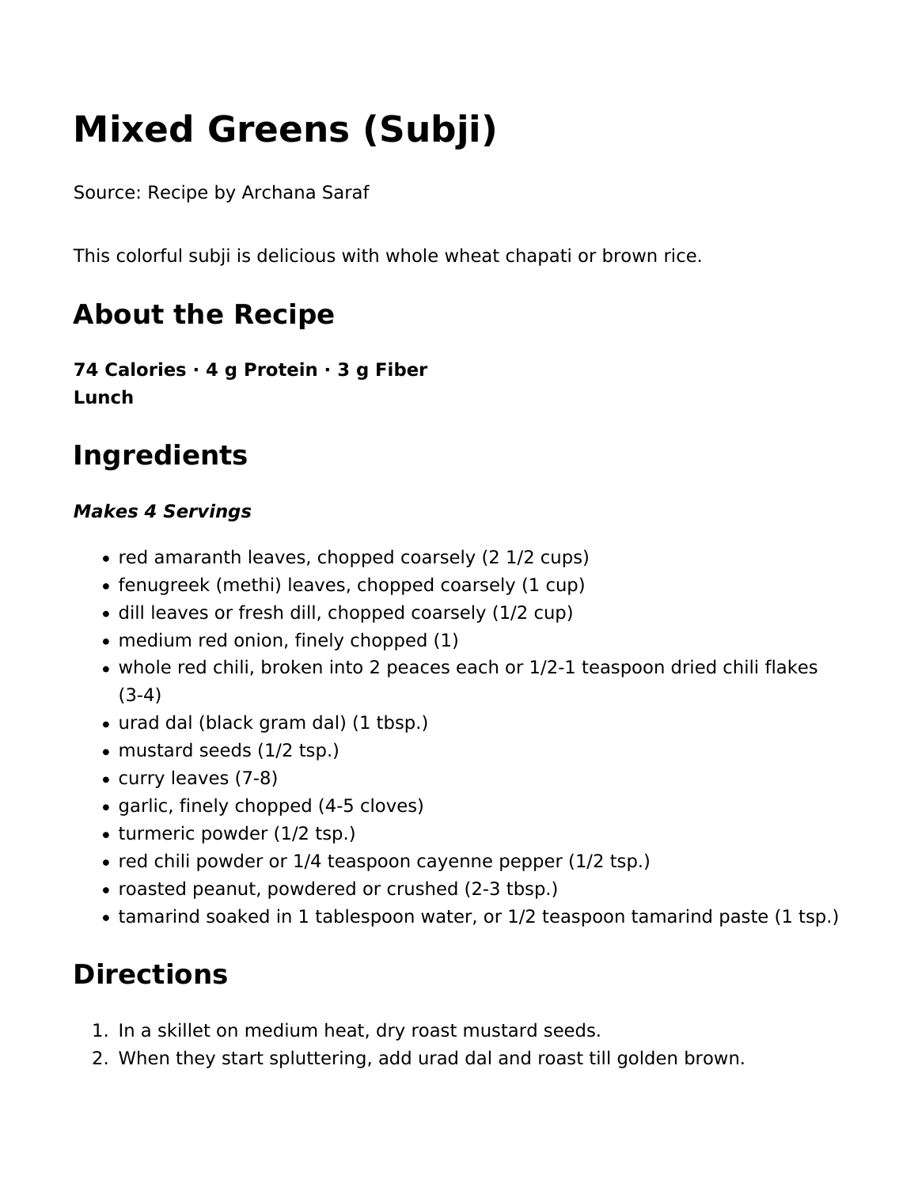# Mixed Greens (Subji)

Source: Recipe by Archana Saraf

This colorful subji is delicious with whole wheat chapati or brown rice.

## About the Recipe

**74 Calories · 4 g Protein · 3 g Fiber**
**Lunch**

## Ingredients

***Makes 4 Servings***

- red amaranth leaves, chopped coarsely (2 1/2 cups)
- fenugreek (methi) leaves, chopped coarsely (1 cup)
- dill leaves or fresh dill, chopped coarsely (1/2 cup)
- medium red onion, finely chopped (1)
- whole red chili, broken into 2 peaces each or 1/2-1 teaspoon dried chili flakes (3-4)
- urad dal (black gram dal) (1 tbsp.)
- mustard seeds (1/2 tsp.)
- curry leaves (7-8)
- garlic, finely chopped (4-5 cloves)
- turmeric powder (1/2 tsp.)
- red chili powder or 1/4 teaspoon cayenne pepper (1/2 tsp.)
- roasted peanut, powdered or crushed (2-3 tbsp.)
- tamarind soaked in 1 tablespoon water, or 1/2 teaspoon tamarind paste (1 tsp.)

## Directions

1. In a skillet on medium heat, dry roast mustard seeds.
2. When they start spluttering, add urad dal and roast till golden brown.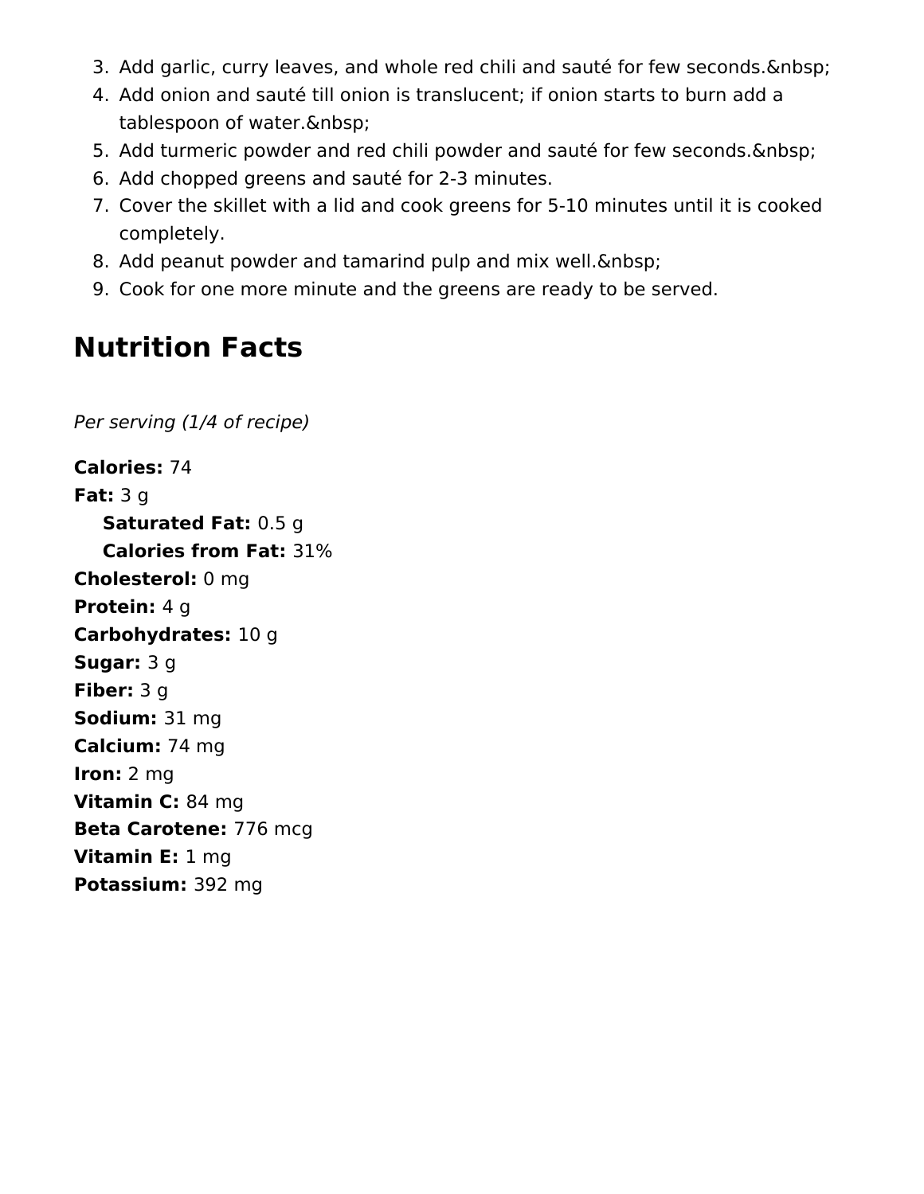3. Add garlic, curry leaves, and whole red chili and sauté for few seconds.&nbsp;
4. Add onion and sauté till onion is translucent; if onion starts to burn add a tablespoon of water.&nbsp;
5. Add turmeric powder and red chili powder and sauté for few seconds.&nbsp;
6. Add chopped greens and sauté for 2-3 minutes.
7. Cover the skillet with a lid and cook greens for 5-10 minutes until it is cooked completely.
8. Add peanut powder and tamarind pulp and mix well.&nbsp;
9. Cook for one more minute and the greens are ready to be served.

## Nutrition Facts

*Per serving (1/4 of recipe)*

**Calories:** 74
**Fat:** 3 g
  **Saturated Fat:** 0.5 g
  **Calories from Fat:** 31%
**Cholesterol:** 0 mg
**Protein:** 4 g
**Carbohydrates:** 10 g
**Sugar:** 3 g
**Fiber:** 3 g
**Sodium:** 31 mg
**Calcium:** 74 mg
**Iron:** 2 mg
**Vitamin C:** 84 mg
**Beta Carotene:** 776 mcg
**Vitamin E:** 1 mg
**Potassium:** 392 mg